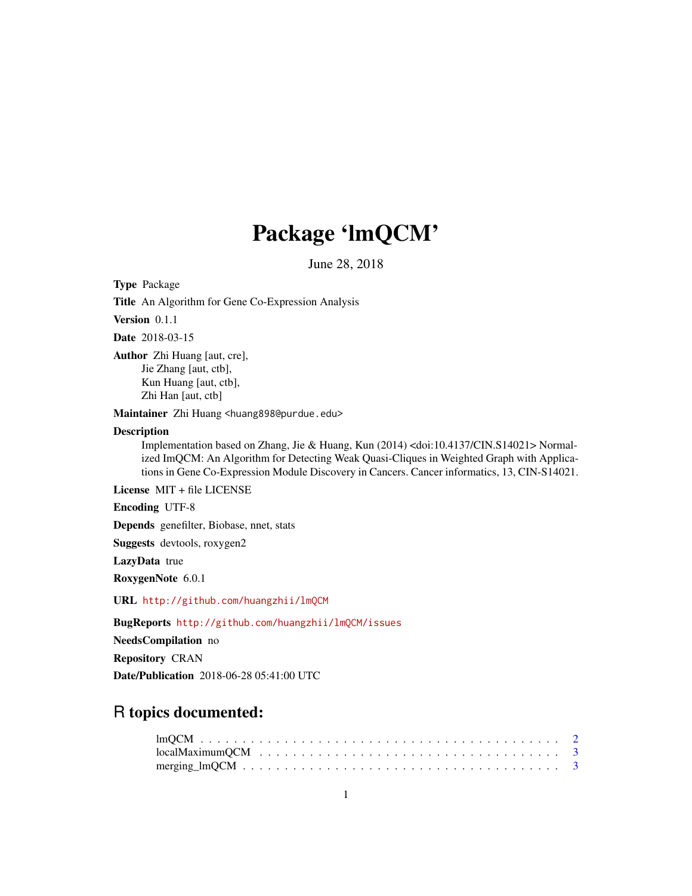# Package 'lmQCM'

June 28, 2018

**Type** Package

**Title** An Algorithm for Gene Co-Expression Analysis

**Version** 0.1.1

**Date** 2018-03-15

**Author** Zhi Huang [aut, cre],
Jie Zhang [aut, ctb],
Kun Huang [aut, ctb],
Zhi Han [aut, ctb]

**Maintainer** Zhi Huang <huang898@purdue.edu>

**Description**
Implementation based on Zhang, Jie & Huang, Kun (2014) <doi:10.4137/CIN.S14021> Normalized ImQCM: An Algorithm for Detecting Weak Quasi-Cliques in Weighted Graph with Applications in Gene Co-Expression Module Discovery in Cancers. Cancer informatics, 13, CIN-S14021.

**License** MIT + file LICENSE

**Encoding** UTF-8

**Depends** genefilter, Biobase, nnet, stats

**Suggests** devtools, roxygen2

**LazyData** true

**RoxygenNote** 6.0.1

**URL** http://github.com/huangzhii/lmQCM

**BugReports** http://github.com/huangzhii/lmQCM/issues

**NeedsCompilation** no

**Repository** CRAN

**Date/Publication** 2018-06-28 05:41:00 UTC

## R topics documented:

- lmQCM . . . . . . . . . . . . . . . . . . . . . . . . . . . . . . . . . . . . . . . . 2
- localMaximumQCM . . . . . . . . . . . . . . . . . . . . . . . . . . . . . . . . . . 3
- merging_lmQCM . . . . . . . . . . . . . . . . . . . . . . . . . . . . . . . . . . . 3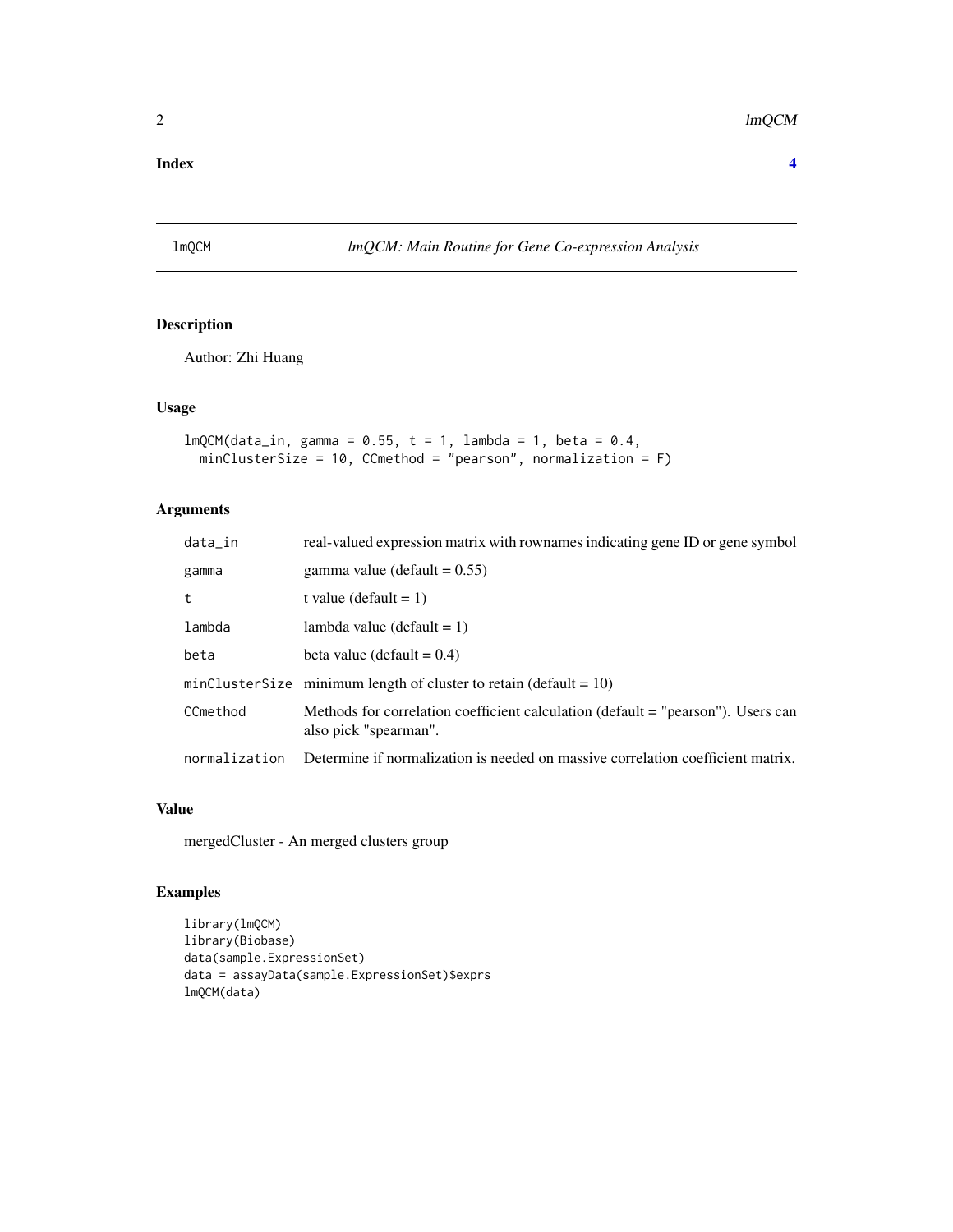**Index** **4**

## lmQCM — *lmQCM: Main Routine for Gene Co-expression Analysis*

### Description

Author: Zhi Huang

### Usage

```
lmQCM(data_in, gamma = 0.55, t = 1, lambda = 1, beta = 0.4,
  minClusterSize = 10, CCmethod = "pearson", normalization = F)
```

### Arguments

| | |
|---|---|
| data_in | real-valued expression matrix with rownames indicating gene ID or gene symbol |
| gamma | gamma value (default = 0.55) |
| t | t value (default = 1) |
| lambda | lambda value (default = 1) |
| beta | beta value (default = 0.4) |
| minClusterSize | minimum length of cluster to retain (default = 10) |
| CCmethod | Methods for correlation coefficient calculation (default = "pearson"). Users can also pick "spearman". |
| normalization | Determine if normalization is needed on massive correlation coefficient matrix. |

### Value

mergedCluster - An merged clusters group

### Examples

```
library(lmQCM)
library(Biobase)
data(sample.ExpressionSet)
data = assayData(sample.ExpressionSet)$exprs
lmQCM(data)
```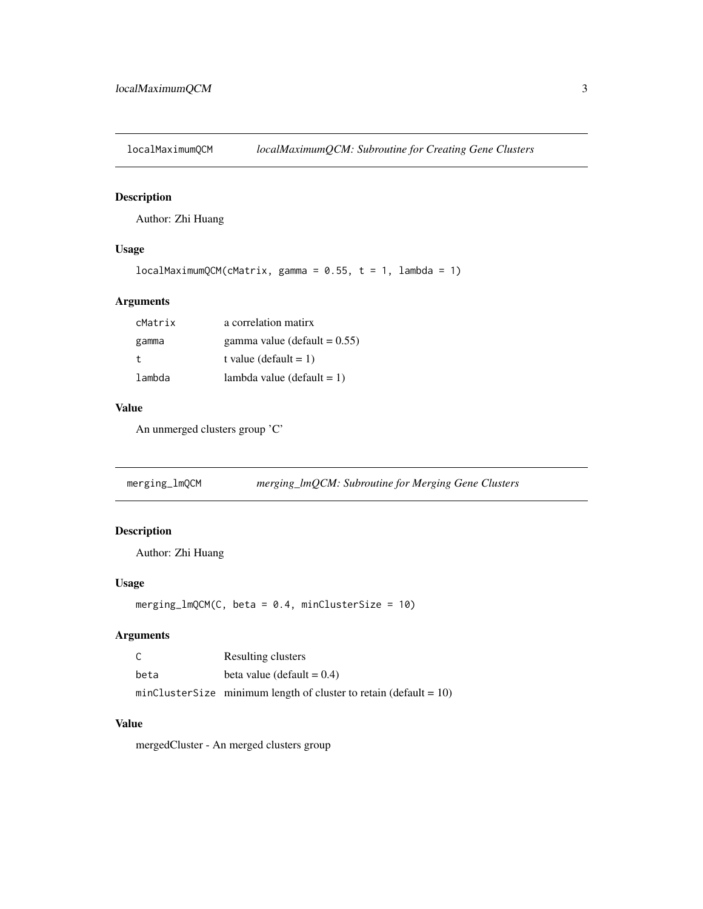## localMaximumQCM — *localMaximumQCM: Subroutine for Creating Gene Clusters*

### Description

Author: Zhi Huang

### Usage

```
localMaximumQCM(cMatrix, gamma = 0.55, t = 1, lambda = 1)
```

### Arguments

| | |
|---|---|
| cMatrix | a correlation matirx |
| gamma | gamma value (default = 0.55) |
| t | t value (default = 1) |
| lambda | lambda value (default = 1) |

### Value

An unmerged clusters group 'C'

## merging_lmQCM — *merging_lmQCM: Subroutine for Merging Gene Clusters*

### Description

Author: Zhi Huang

### Usage

```
merging_lmQCM(C, beta = 0.4, minClusterSize = 10)
```

### Arguments

| | |
|---|---|
| C | Resulting clusters |
| beta | beta value (default = 0.4) |
| minClusterSize | minimum length of cluster to retain (default = 10) |

### Value

mergedCluster - An merged clusters group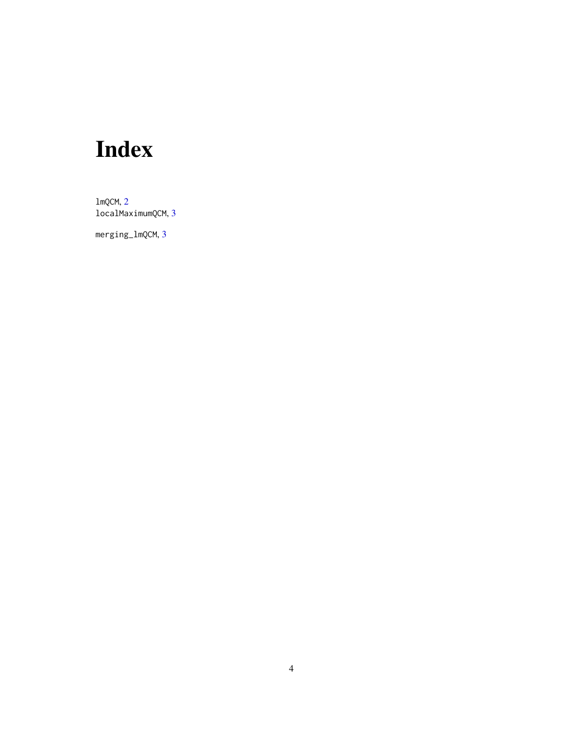# Index

lmQCM, 2
localMaximumQCM, 3

merging_lmQCM, 3